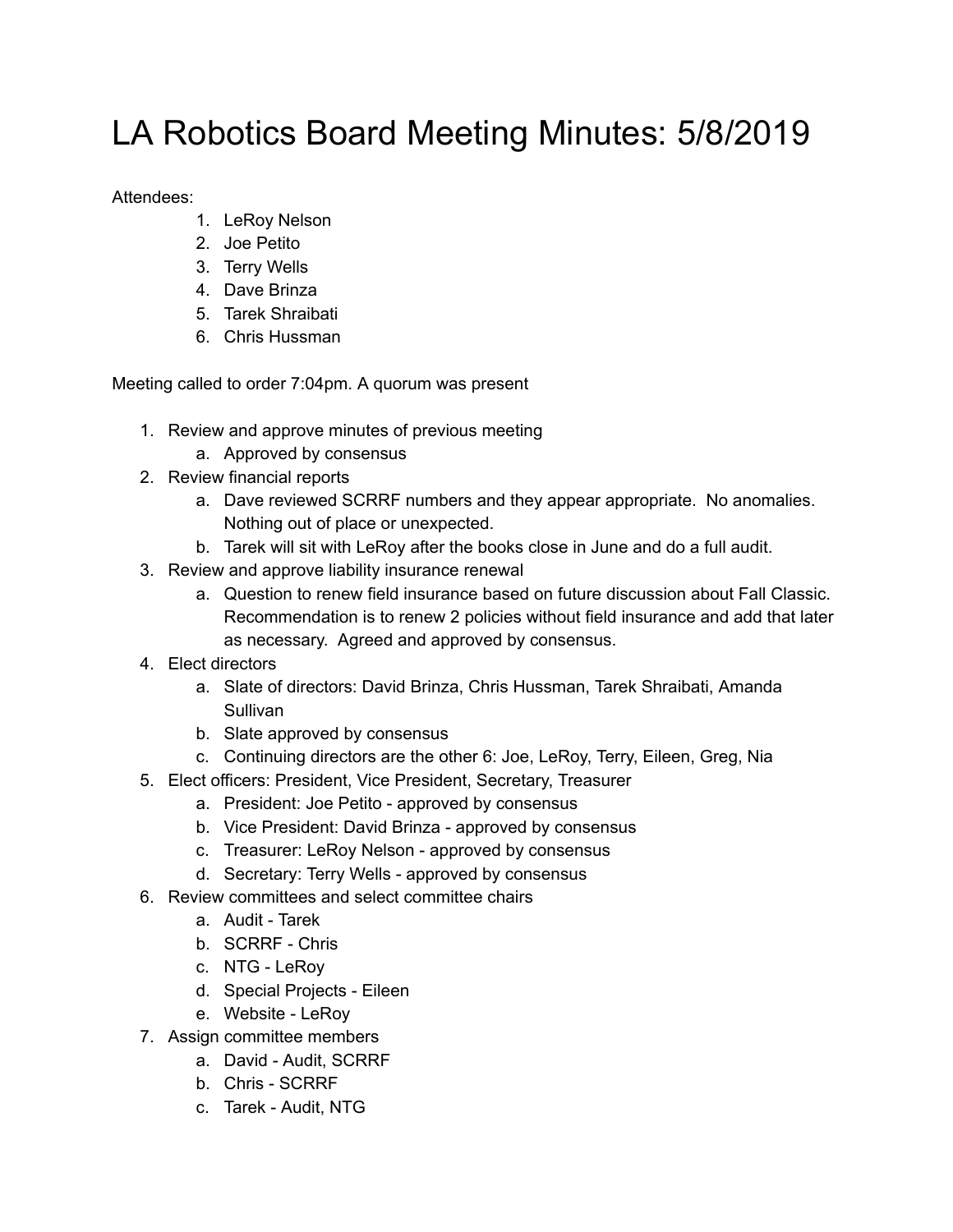# LA Robotics Board Meeting Minutes: 5/8/2019

Attendees:

1. LeRoy Nelson
2. Joe Petito
3. Terry Wells
4. Dave Brinza
5. Tarek Shraibati
6. Chris Hussman

Meeting called to order 7:04pm. A quorum was present

1. Review and approve minutes of previous meeting
    a. Approved by consensus
2. Review financial reports
    a. Dave reviewed SCRRF numbers and they appear appropriate. No anomalies. Nothing out of place or unexpected.
    b. Tarek will sit with LeRoy after the books close in June and do a full audit.
3. Review and approve liability insurance renewal
    a. Question to renew field insurance based on future discussion about Fall Classic. Recommendation is to renew 2 policies without field insurance and add that later as necessary. Agreed and approved by consensus.
4. Elect directors
    a. Slate of directors: David Brinza, Chris Hussman, Tarek Shraibati, Amanda Sullivan
    b. Slate approved by consensus
    c. Continuing directors are the other 6: Joe, LeRoy, Terry, Eileen, Greg, Nia
5. Elect officers: President, Vice President, Secretary, Treasurer
    a. President: Joe Petito - approved by consensus
    b. Vice President: David Brinza - approved by consensus
    c. Treasurer: LeRoy Nelson - approved by consensus
    d. Secretary: Terry Wells - approved by consensus
6. Review committees and select committee chairs
    a. Audit - Tarek
    b. SCRRF - Chris
    c. NTG - LeRoy
    d. Special Projects - Eileen
    e. Website - LeRoy
7. Assign committee members
    a. David - Audit, SCRRF
    b. Chris - SCRRF
    c. Tarek - Audit, NTG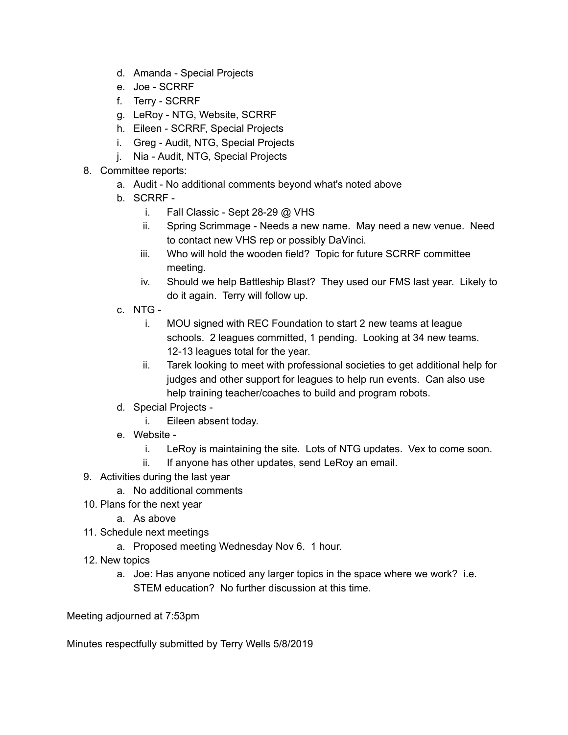d. Amanda - Special Projects
   e. Joe - SCRRF
   f. Terry - SCRRF
   g. LeRoy - NTG, Website, SCRRF
   h. Eileen - SCRRF, Special Projects
   i. Greg - Audit, NTG, Special Projects
   j. Nia - Audit, NTG, Special Projects

8. Committee reports:
   a. Audit - No additional comments beyond what's noted above
   b. SCRRF -
      i. Fall Classic - Sept 28-29 @ VHS
      ii. Spring Scrimmage - Needs a new name. May need a new venue. Need to contact new VHS rep or possibly DaVinci.
      iii. Who will hold the wooden field? Topic for future SCRRF committee meeting.
      iv. Should we help Battleship Blast? They used our FMS last year. Likely to do it again. Terry will follow up.
   c. NTG -
      i. MOU signed with REC Foundation to start 2 new teams at league schools. 2 leagues committed, 1 pending. Looking at 34 new teams. 12-13 leagues total for the year.
      ii. Tarek looking to meet with professional societies to get additional help for judges and other support for leagues to help run events. Can also use help training teacher/coaches to build and program robots.
   d. Special Projects -
      i. Eileen absent today.
   e. Website -
      i. LeRoy is maintaining the site. Lots of NTG updates. Vex to come soon.
      ii. If anyone has other updates, send LeRoy an email.
9. Activities during the last year
   a. No additional comments
10. Plans for the next year
    a. As above
11. Schedule next meetings
    a. Proposed meeting Wednesday Nov 6. 1 hour.
12. New topics
    a. Joe: Has anyone noticed any larger topics in the space where we work? i.e. STEM education? No further discussion at this time.

Meeting adjourned at 7:53pm

Minutes respectfully submitted by Terry Wells 5/8/2019